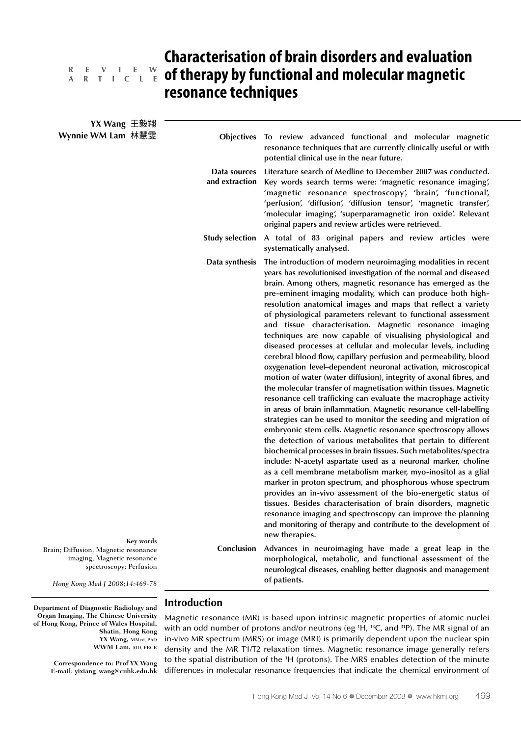REVIEW ARTICLE

# Characterisation of brain disorders and evaluation of therapy by functional and molecular magnetic resonance techniques

**YX Wang** 王毅翔
**Wynnie WM Lam** 林慧雯

**Objectives** To review advanced functional and molecular magnetic resonance techniques that are currently clinically useful or with potential clinical use in the near future.

**Data sources and extraction** Literature search of Medline to December 2007 was conducted. Key words search terms were: 'magnetic resonance imaging', 'magnetic resonance spectroscopy', 'brain', 'functional', 'perfusion', 'diffusion', 'diffusion tensor', 'magnetic transfer', 'molecular imaging', 'superparamagnetic iron oxide'. Relevant original papers and review articles were retrieved.

**Study selection** A total of 83 original papers and review articles were systematically analysed.

**Data synthesis** The introduction of modern neuroimaging modalities in recent years has revolutionised investigation of the normal and diseased brain. Among others, magnetic resonance has emerged as the pre-eminent imaging modality, which can produce both high-resolution anatomical images and maps that reflect a variety of physiological parameters relevant to functional assessment and tissue characterisation. Magnetic resonance imaging techniques are now capable of visualising physiological and diseased processes at cellular and molecular levels, including cerebral blood flow, capillary perfusion and permeability, blood oxygenation level–dependent neuronal activation, microscopical motion of water (water diffusion), integrity of axonal fibres, and the molecular transfer of magnetisation within tissues. Magnetic resonance cell trafficking can evaluate the macrophage activity in areas of brain inflammation. Magnetic resonance cell-labelling strategies can be used to monitor the seeding and migration of embryonic stem cells. Magnetic resonance spectroscopy allows the detection of various metabolites that pertain to different biochemical processes in brain tissues. Such metabolites/spectra include: N-acetyl aspartate used as a neuronal marker, choline as a cell membrane metabolism marker, myo-inositol as a glial marker in proton spectrum, and phosphorous whose spectrum provides an in-vivo assessment of the bio-energetic status of tissues. Besides characterisation of brain disorders, magnetic resonance imaging and spectroscopy can improve the planning and monitoring of therapy and contribute to the development of new therapies.

**Conclusion** Advances in neuroimaging have made a great leap in the morphological, metabolic, and functional assessment of the neurological diseases, enabling better diagnosis and management of patients.

**Key words**
Brain; Diffusion; Magnetic resonance imaging; Magnetic resonance spectroscopy; Perfusion

*Hong Kong Med J 2008;14:469-78*

**Department of Diagnostic Radiology and Organ Imaging, The Chinese University of Hong Kong, Prince of Wales Hospital, Shatin, Hong Kong**
**YX Wang,** MMed, PhD
**WWM Lam,** MD, FRCR

**Correspondence to: Prof YX Wang**
**E-mail: yixiang_wang@cuhk.edu.hk**

## Introduction

Magnetic resonance (MR) is based upon intrinsic magnetic properties of atomic nuclei with an odd number of protons and/or neutrons (eg $^{1}H$, $^{13}C$, and $^{31}P$). The MR signal of an in-vivo MR spectrum (MRS) or image (MRI) is primarily dependent upon the nuclear spin density and the MR T1/T2 relaxation times. Magnetic resonance image generally refers to the spatial distribution of the $^{1}H$ (protons). The MRS enables detection of the minute differences in molecular resonance frequencies that indicate the chemical environment of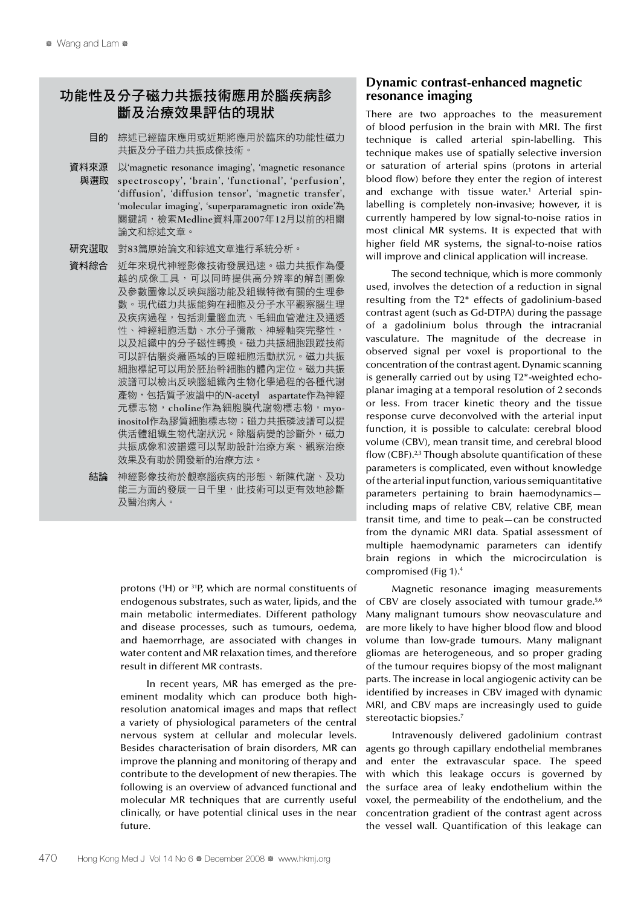## 功能性及分子磁力共振技術應用於腦疾病診斷及治療效果評估的現狀

**目的** 綜述已經臨床應用或近期將應用於臨床的功能性磁力共振及分子磁力共振成像技術。

**資料來源與選取** 以'magnetic resonance imaging', 'magnetic resonance spectroscopy', 'brain', 'functional', 'perfusion', 'diffusion', 'diffusion tensor', 'magnetic transfer', 'molecular imaging', 'superparamagnetic iron oxide'為關鍵詞，檢索Medline資料庫2007年12月以前的相關論文和綜述文章。

**研究選取** 對83篇原始論文和綜述文章進行系統分析。

**資料綜合** 近年來現代神經影像技術發展迅速。磁力共振作為優越的成像工具，可以同時提供高分辨率的解剖圖像及參數圖像以反映與腦功能及組織特徵有關的生理參數。現代磁力共振能夠在細胞及分子水平觀察腦生理及疾病過程，包括測量腦血流、毛細血管灌注及通透性、神經細胞活動、水分子彌散、神經軸突完整性，以及組織中的分子磁性轉換。磁力共振細胞跟蹤技術可以評估腦炎癥區域的巨噬細胞活動狀況。磁力共振細胞標記可以用於胚胎幹細胞的體內定位。磁力共振波譜可以檢出反映腦組織內生物化學過程的各種代謝產物，包括質子波譜中的N-acetyl aspartate作為神經元標志物，choline作為細胞膜代謝物標志物，myo-inositol作為膠質細胞標志物；磁力共振磷波譜可以提供活體組織生物代謝狀況。除腦病變的診斷外，磁力共振成像和波譜還可以幫助設計治療方案、觀察治療效果及有助於開發新的治療方法。

**結論** 神經影像技術於觀察腦疾病的形態、新陳代謝、及功能三方面的發展一日千里，此技術可以更有效地診斷及醫治病人。

protons ($^1$H) or $^{31}$P, which are normal constituents of endogenous substrates, such as water, lipids, and the main metabolic intermediates. Different pathology and disease processes, such as tumours, oedema, and haemorrhage, are associated with changes in water content and MR relaxation times, and therefore result in different MR contrasts.

In recent years, MR has emerged as the pre-eminent modality which can produce both high-resolution anatomical images and maps that reflect a variety of physiological parameters of the central nervous system at cellular and molecular levels. Besides characterisation of brain disorders, MR can improve the planning and monitoring of therapy and contribute to the development of new therapies. The following is an overview of advanced functional and molecular MR techniques that are currently useful clinically, or have potential clinical uses in the near future.

## Dynamic contrast-enhanced magnetic resonance imaging

There are two approaches to the measurement of blood perfusion in the brain with MRI. The first technique is called arterial spin-labelling. This technique makes use of spatially selective inversion or saturation of arterial spins (protons in arterial blood flow) before they enter the region of interest and exchange with tissue water.[1] Arterial spin-labelling is completely non-invasive; however, it is currently hampered by low signal-to-noise ratios in most clinical MR systems. It is expected that with higher field MR systems, the signal-to-noise ratios will improve and clinical application will increase.

The second technique, which is more commonly used, involves the detection of a reduction in signal resulting from the T2* effects of gadolinium-based contrast agent (such as Gd-DTPA) during the passage of a gadolinium bolus through the intracranial vasculature. The magnitude of the decrease in observed signal per voxel is proportional to the concentration of the contrast agent. Dynamic scanning is generally carried out by using T2*-weighted echo-planar imaging at a temporal resolution of 2 seconds or less. From tracer kinetic theory and the tissue response curve deconvolved with the arterial input function, it is possible to calculate: cerebral blood volume (CBV), mean transit time, and cerebral blood flow (CBF).[2,3] Though absolute quantification of these parameters is complicated, even without knowledge of the arterial input function, various semiquantitative parameters pertaining to brain haemodynamics—including maps of relative CBV, relative CBF, mean transit time, and time to peak—can be constructed from the dynamic MRI data. Spatial assessment of multiple haemodynamic parameters can identify brain regions in which the microcirculation is compromised (Fig 1).[4]

Magnetic resonance imaging measurements of CBV are closely associated with tumour grade.[5,6] Many malignant tumours show neovasculature and are more likely to have higher blood flow and blood volume than low-grade tumours. Many malignant gliomas are heterogeneous, and so proper grading of the tumour requires biopsy of the most malignant parts. The increase in local angiogenic activity can be identified by increases in CBV imaged with dynamic MRI, and CBV maps are increasingly used to guide stereotactic biopsies.[7]

Intravenously delivered gadolinium contrast agents go through capillary endothelial membranes and enter the extravascular space. The speed with which this leakage occurs is governed by the surface area of leaky endothelium within the voxel, the permeability of the endothelium, and the concentration gradient of the contrast agent across the vessel wall. Quantification of this leakage can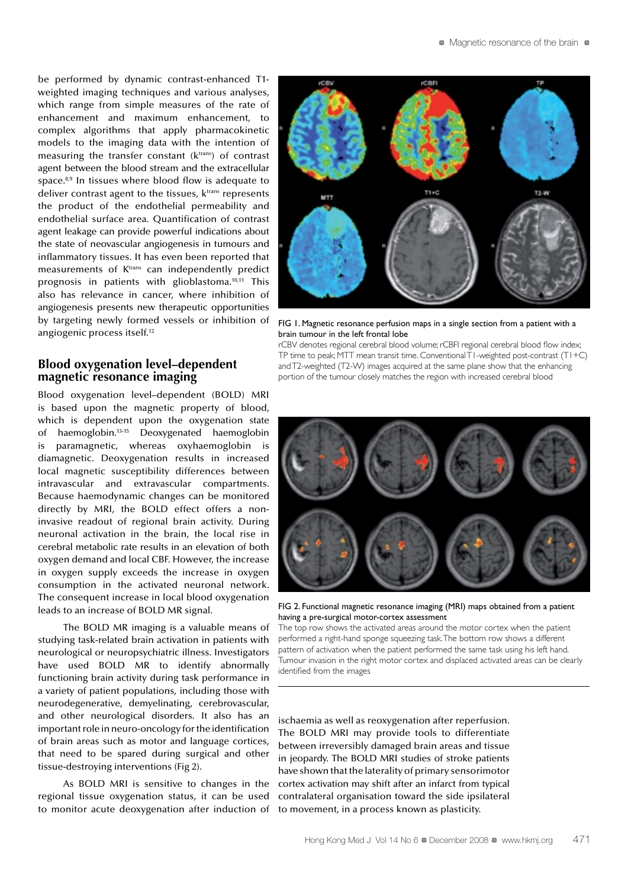be performed by dynamic contrast-enhanced T1-weighted imaging techniques and various analyses, which range from simple measures of the rate of enhancement and maximum enhancement, to complex algorithms that apply pharmacokinetic models to the imaging data with the intention of measuring the transfer constant ($k^{trans}$) of contrast agent between the blood stream and the extracellular space.[8,9] In tissues where blood flow is adequate to deliver contrast agent to the tissues, $k^{trans}$ represents the product of the endothelial permeability and endothelial surface area. Quantification of contrast agent leakage can provide powerful indications about the state of neovascular angiogenesis in tumours and inflammatory tissues. It has even been reported that measurements of $K^{trans}$ can independently predict prognosis in patients with glioblastoma.[10,11] This also has relevance in cancer, where inhibition of angiogenesis presents new therapeutic opportunities by targeting newly formed vessels or inhibition of angiogenic process itself.[12]

FIG 1. Magnetic resonance perfusion maps in a single section from a patient with a brain tumour in the left frontal lobe

rCBV denotes regional cerebral blood volume; rCBFI regional cerebral blood flow index; TP time to peak; MTT mean transit time. Conventional T1-weighted post-contrast (T1+C) and T2-weighted (T2-W) images acquired at the same plane show that the enhancing portion of the tumour closely matches the region with increased cerebral blood

## Blood oxygenation level–dependent magnetic resonance imaging

Blood oxygenation level–dependent (BOLD) MRI is based upon the magnetic property of blood, which is dependent upon the oxygenation state of haemoglobin.[13-15] Deoxygenated haemoglobin is paramagnetic, whereas oxyhaemoglobin is diamagnetic. Deoxygenation results in increased local magnetic susceptibility differences between intravascular and extravascular compartments. Because haemodynamic changes can be monitored directly by MRI, the BOLD effect offers a non-invasive readout of regional brain activity. During neuronal activation in the brain, the local rise in cerebral metabolic rate results in an elevation of both oxygen demand and local CBF. However, the increase in oxygen supply exceeds the increase in oxygen consumption in the activated neuronal network. The consequent increase in local blood oxygenation leads to an increase of BOLD MR signal.

The BOLD MR imaging is a valuable means of studying task-related brain activation in patients with neurological or neuropsychiatric illness. Investigators have used BOLD MR to identify abnormally functioning brain activity during task performance in a variety of patient populations, including those with neurodegenerative, demyelinating, cerebrovascular, and other neurological disorders. It also has an important role in neuro-oncology for the identification of brain areas such as motor and language cortices, that need to be spared during surgical and other tissue-destroying interventions (Fig 2).

FIG 2. Functional magnetic resonance imaging (MRI) maps obtained from a patient having a pre-surgical motor-cortex assessment

The top row shows the activated areas around the motor cortex when the patient performed a right-hand sponge squeezing task. The bottom row shows a different pattern of activation when the patient performed the same task using his left hand. Tumour invasion in the right motor cortex and displaced activated areas can be clearly identified from the images

As BOLD MRI is sensitive to changes in the regional tissue oxygenation status, it can be used to monitor acute deoxygenation after induction of ischaemia as well as reoxygenation after reperfusion. The BOLD MRI may provide tools to differentiate between irreversibly damaged brain areas and tissue in jeopardy. The BOLD MRI studies of stroke patients have shown that the laterality of primary sensorimotor cortex activation may shift after an infarct from typical contralateral organisation toward the side ipsilateral to movement, in a process known as plasticity.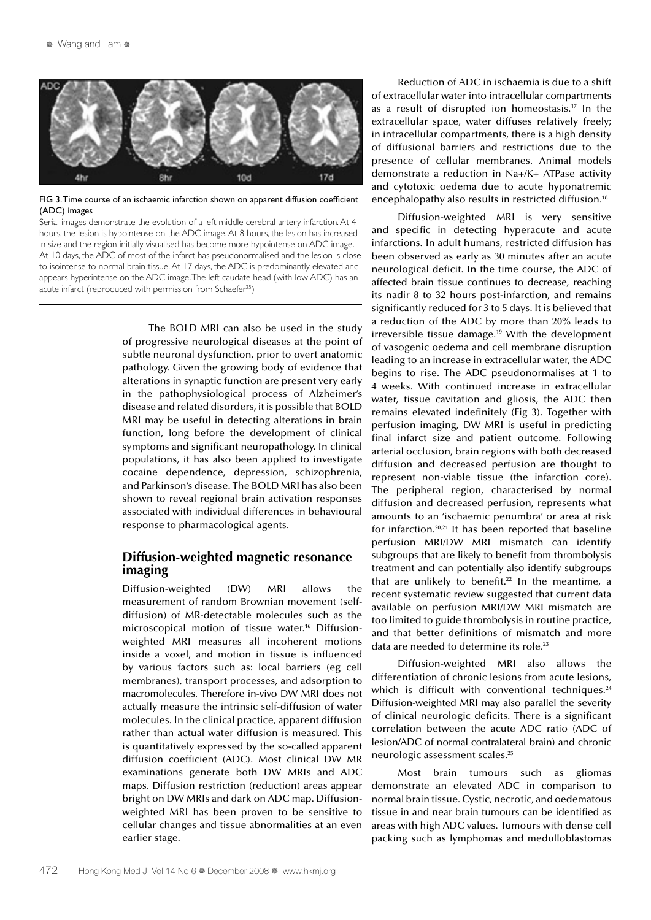FIG 3. Time course of an ischaemic infarction shown on apparent diffusion coefficient (ADC) images

Serial images demonstrate the evolution of a left middle cerebral artery infarction. At 4 hours, the lesion is hypointense on the ADC image. At 8 hours, the lesion has increased in size and the region initially visualised has become more hypointense on ADC image. At 10 days, the ADC of most of the infarct has pseudonormalised and the lesion is close to isointense to normal brain tissue. At 17 days, the ADC is predominantly elevated and appears hyperintense on the ADC image. The left caudate head (with low ADC) has an acute infarct (reproduced with permission from Schaefer[25])

The BOLD MRI can also be used in the study of progressive neurological diseases at the point of subtle neuronal dysfunction, prior to overt anatomic pathology. Given the growing body of evidence that alterations in synaptic function are present very early in the pathophysiological process of Alzheimer's disease and related disorders, it is possible that BOLD MRI may be useful in detecting alterations in brain function, long before the development of clinical symptoms and significant neuropathology. In clinical populations, it has also been applied to investigate cocaine dependence, depression, schizophrenia, and Parkinson's disease. The BOLD MRI has also been shown to reveal regional brain activation responses associated with individual differences in behavioural response to pharmacological agents.

## Diffusion-weighted magnetic resonance imaging

Diffusion-weighted (DW) MRI allows the measurement of random Brownian movement (self-diffusion) of MR-detectable molecules such as the microscopical motion of tissue water.[16] Diffusion-weighted MRI measures all incoherent motions inside a voxel, and motion in tissue is influenced by various factors such as: local barriers (eg cell membranes), transport processes, and adsorption to macromolecules. Therefore in-vivo DW MRI does not actually measure the intrinsic self-diffusion of water molecules. In the clinical practice, apparent diffusion rather than actual water diffusion is measured. This is quantitatively expressed by the so-called apparent diffusion coefficient (ADC). Most clinical DW MR examinations generate both DW MRIs and ADC maps. Diffusion restriction (reduction) areas appear bright on DW MRIs and dark on ADC map. Diffusion-weighted MRI has been proven to be sensitive to cellular changes and tissue abnormalities at an even earlier stage.

Reduction of ADC in ischaemia is due to a shift of extracellular water into intracellular compartments as a result of disrupted ion homeostasis.[17] In the extracellular space, water diffuses relatively freely; in intracellular compartments, there is a high density of diffusional barriers and restrictions due to the presence of cellular membranes. Animal models demonstrate a reduction in $Na^+/K^+$ ATPase activity and cytotoxic oedema due to acute hyponatremic encephalopathy also results in restricted diffusion.[18]

Diffusion-weighted MRI is very sensitive and specific in detecting hyperacute and acute infarctions. In adult humans, restricted diffusion has been observed as early as 30 minutes after an acute neurological deficit. In the time course, the ADC of affected brain tissue continues to decrease, reaching its nadir 8 to 32 hours post-infarction, and remains significantly reduced for 3 to 5 days. It is believed that a reduction of the ADC by more than 20% leads to irreversible tissue damage.[19] With the development of vasogenic oedema and cell membrane disruption leading to an increase in extracellular water, the ADC begins to rise. The ADC pseudonormalises at 1 to 4 weeks. With continued increase in extracellular water, tissue cavitation and gliosis, the ADC then remains elevated indefinitely (Fig 3). Together with perfusion imaging, DW MRI is useful in predicting final infarct size and patient outcome. Following arterial occlusion, brain regions with both decreased diffusion and decreased perfusion are thought to represent non-viable tissue (the infarction core). The peripheral region, characterised by normal diffusion and decreased perfusion, represents what amounts to an 'ischaemic penumbra' or area at risk for infarction.[20,21] It has been reported that baseline perfusion MRI/DW MRI mismatch can identify subgroups that are likely to benefit from thrombolysis treatment and can potentially also identify subgroups that are unlikely to benefit.[22] In the meantime, a recent systematic review suggested that current data available on perfusion MRI/DW MRI mismatch are too limited to guide thrombolysis in routine practice, and that better definitions of mismatch and more data are needed to determine its role.[23]

Diffusion-weighted MRI also allows the differentiation of chronic lesions from acute lesions, which is difficult with conventional techniques.[24] Diffusion-weighted MRI may also parallel the severity of clinical neurologic deficits. There is a significant correlation between the acute ADC ratio (ADC of lesion/ADC of normal contralateral brain) and chronic neurologic assessment scales.[25]

Most brain tumours such as gliomas demonstrate an elevated ADC in comparison to normal brain tissue. Cystic, necrotic, and oedematous tissue in and near brain tumours can be identified as areas with high ADC values. Tumours with dense cell packing such as lymphomas and medulloblastomas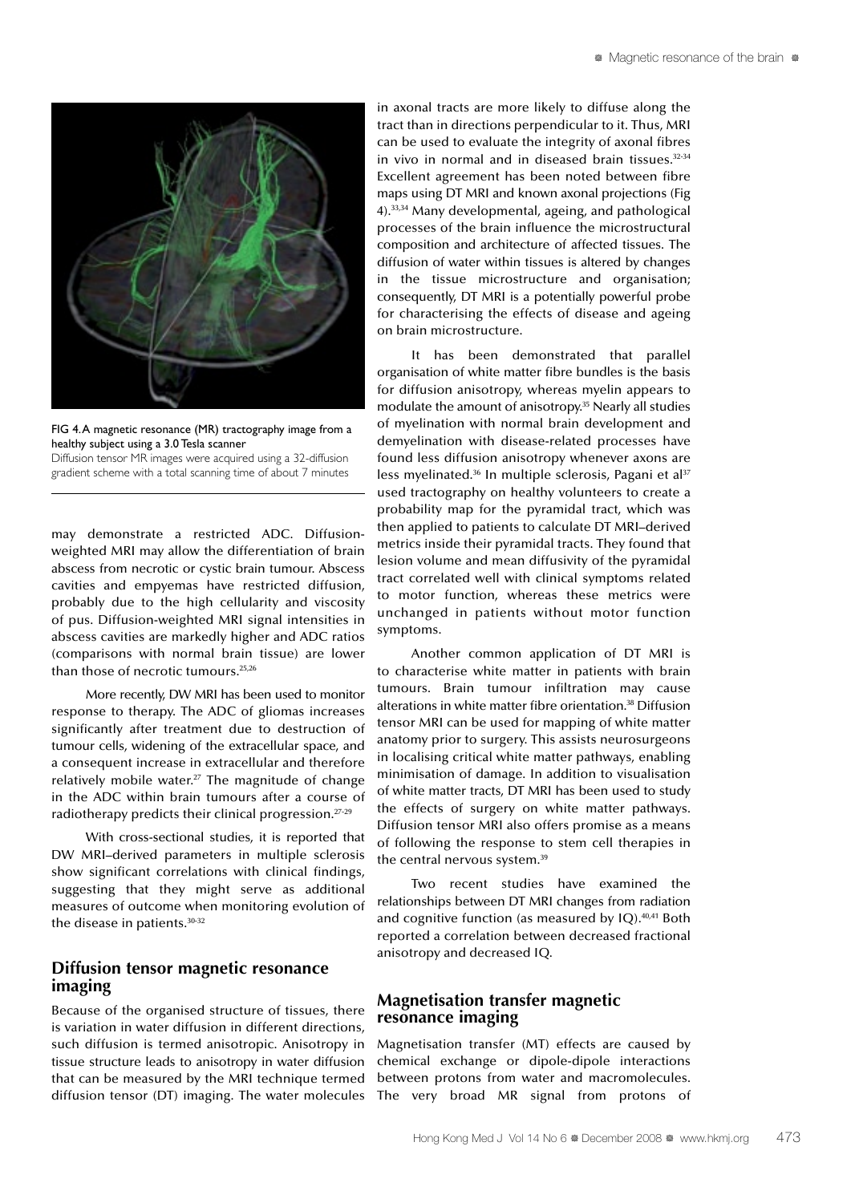FIG 4. A magnetic resonance (MR) tractography image from a healthy subject using a 3.0 Tesla scanner
Diffusion tensor MR images were acquired using a 32-diffusion gradient scheme with a total scanning time of about 7 minutes

may demonstrate a restricted ADC. Diffusion-weighted MRI may allow the differentiation of brain abscess from necrotic or cystic brain tumour. Abscess cavities and empyemas have restricted diffusion, probably due to the high cellularity and viscosity of pus. Diffusion-weighted MRI signal intensities in abscess cavities are markedly higher and ADC ratios (comparisons with normal brain tissue) are lower than those of necrotic tumours.[25,26]

More recently, DW MRI has been used to monitor response to therapy. The ADC of gliomas increases significantly after treatment due to destruction of tumour cells, widening of the extracellular space, and a consequent increase in extracellular and therefore relatively mobile water.[27] The magnitude of change in the ADC within brain tumours after a course of radiotherapy predicts their clinical progression.[27-29]

With cross-sectional studies, it is reported that DW MRI–derived parameters in multiple sclerosis show significant correlations with clinical findings, suggesting that they might serve as additional measures of outcome when monitoring evolution of the disease in patients.[30-32]

## Diffusion tensor magnetic resonance imaging

Because of the organised structure of tissues, there is variation in water diffusion in different directions, such diffusion is termed anisotropic. Anisotropy in tissue structure leads to anisotropy in water diffusion that can be measured by the MRI technique termed diffusion tensor (DT) imaging. The water molecules in axonal tracts are more likely to diffuse along the tract than in directions perpendicular to it. Thus, MRI can be used to evaluate the integrity of axonal fibres in vivo in normal and in diseased brain tissues.[32-34] Excellent agreement has been noted between fibre maps using DT MRI and known axonal projections (Fig 4).[33,34] Many developmental, ageing, and pathological processes of the brain influence the microstructural composition and architecture of affected tissues. The diffusion of water within tissues is altered by changes in the tissue microstructure and organisation; consequently, DT MRI is a potentially powerful probe for characterising the effects of disease and ageing on brain microstructure.

It has been demonstrated that parallel organisation of white matter fibre bundles is the basis for diffusion anisotropy, whereas myelin appears to modulate the amount of anisotropy.[35] Nearly all studies of myelination with normal brain development and demyelination with disease-related processes have found less diffusion anisotropy whenever axons are less myelinated.[36] In multiple sclerosis, Pagani et al[37] used tractography on healthy volunteers to create a probability map for the pyramidal tract, which was then applied to patients to calculate DT MRI–derived metrics inside their pyramidal tracts. They found that lesion volume and mean diffusivity of the pyramidal tract correlated well with clinical symptoms related to motor function, whereas these metrics were unchanged in patients without motor function symptoms.

Another common application of DT MRI is to characterise white matter in patients with brain tumours. Brain tumour infiltration may cause alterations in white matter fibre orientation.[38] Diffusion tensor MRI can be used for mapping of white matter anatomy prior to surgery. This assists neurosurgeons in localising critical white matter pathways, enabling minimisation of damage. In addition to visualisation of white matter tracts, DT MRI has been used to study the effects of surgery on white matter pathways. Diffusion tensor MRI also offers promise as a means of following the response to stem cell therapies in the central nervous system.[39]

Two recent studies have examined the relationships between DT MRI changes from radiation and cognitive function (as measured by IQ).[40,41] Both reported a correlation between decreased fractional anisotropy and decreased IQ.

## Magnetisation transfer magnetic resonance imaging

Magnetisation transfer (MT) effects are caused by chemical exchange or dipole-dipole interactions between protons from water and macromolecules. The very broad MR signal from protons of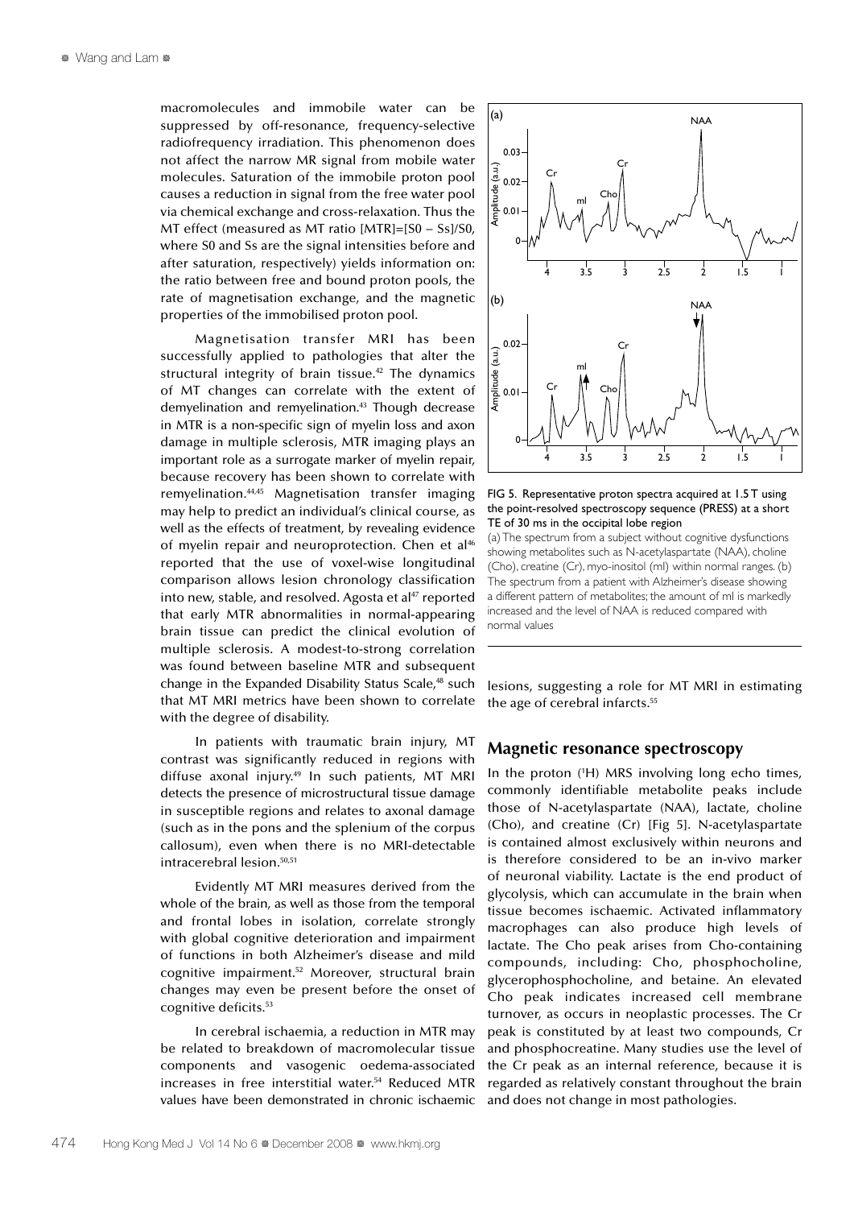macromolecules and immobile water can be suppressed by off-resonance, frequency-selective radiofrequency irradiation. This phenomenon does not affect the narrow MR signal from mobile water molecules. Saturation of the immobile proton pool causes a reduction in signal from the free water pool via chemical exchange and cross-relaxation. Thus the MT effect (measured as MT ratio [MTR]=[S0 – Ss]/S0, where S0 and Ss are the signal intensities before and after saturation, respectively) yields information on: the ratio between free and bound proton pools, the rate of magnetisation exchange, and the magnetic properties of the immobilised proton pool.

Magnetisation transfer MRI has been successfully applied to pathologies that alter the structural integrity of brain tissue.[42] The dynamics of MT changes can correlate with the extent of demyelination and remyelination.[43] Though decrease in MTR is a non-specific sign of myelin loss and axon damage in multiple sclerosis, MTR imaging plays an important role as a surrogate marker of myelin repair, because recovery has been shown to correlate with remyelination.[44,45] Magnetisation transfer imaging may help to predict an individual's clinical course, as well as the effects of treatment, by revealing evidence of myelin repair and neuroprotection. Chen et al[46] reported that the use of voxel-wise longitudinal comparison allows lesion chronology classification into new, stable, and resolved. Agosta et al[47] reported that early MTR abnormalities in normal-appearing brain tissue can predict the clinical evolution of multiple sclerosis. A modest-to-strong correlation was found between baseline MTR and subsequent change in the Expanded Disability Status Scale,[48] such that MT MRI metrics have been shown to correlate with the degree of disability.

In patients with traumatic brain injury, MT contrast was significantly reduced in regions with diffuse axonal injury.[49] In such patients, MT MRI detects the presence of microstructural tissue damage in susceptible regions and relates to axonal damage (such as in the pons and the splenium of the corpus callosum), even when there is no MRI-detectable intracerebral lesion.[50,51]

Evidently MT MRI measures derived from the whole of the brain, as well as those from the temporal and frontal lobes in isolation, correlate strongly with global cognitive deterioration and impairment of functions in both Alzheimer's disease and mild cognitive impairment.[52] Moreover, structural brain changes may even be present before the onset of cognitive deficits.[53]

In cerebral ischaemia, a reduction in MTR may be related to breakdown of macromolecular tissue components and vasogenic oedema-associated increases in free interstitial water.[54] Reduced MTR values have been demonstrated in chronic ischaemic lesions, suggesting a role for MT MRI in estimating the age of cerebral infarcts.[55]

FIG 5. Representative proton spectra acquired at 1.5 T using the point-resolved spectroscopy sequence (PRESS) at a short TE of 30 ms in the occipital lobe region

(a) The spectrum from a subject without cognitive dysfunctions showing metabolites such as N-acetylaspartate (NAA), choline (Cho), creatine (Cr), myo-inositol (mI) within normal ranges. (b) The spectrum from a patient with Alzheimer's disease showing a different pattern of metabolites; the amount of mI is markedly increased and the level of NAA is reduced compared with normal values

## Magnetic resonance spectroscopy

In the proton ($^{1}$H) MRS involving long echo times, commonly identifiable metabolite peaks include those of N-acetylaspartate (NAA), lactate, choline (Cho), and creatine (Cr) [Fig 5]. N-acetylaspartate is contained almost exclusively within neurons and is therefore considered to be an in-vivo marker of neuronal viability. Lactate is the end product of glycolysis, which can accumulate in the brain when tissue becomes ischaemic. Activated inflammatory macrophages can also produce high levels of lactate. The Cho peak arises from Cho-containing compounds, including: Cho, phosphocholine, glycerophosphocholine, and betaine. An elevated Cho peak indicates increased cell membrane turnover, as occurs in neoplastic processes. The Cr peak is constituted by at least two compounds, Cr and phosphocreatine. Many studies use the level of the Cr peak as an internal reference, because it is regarded as relatively constant throughout the brain and does not change in most pathologies.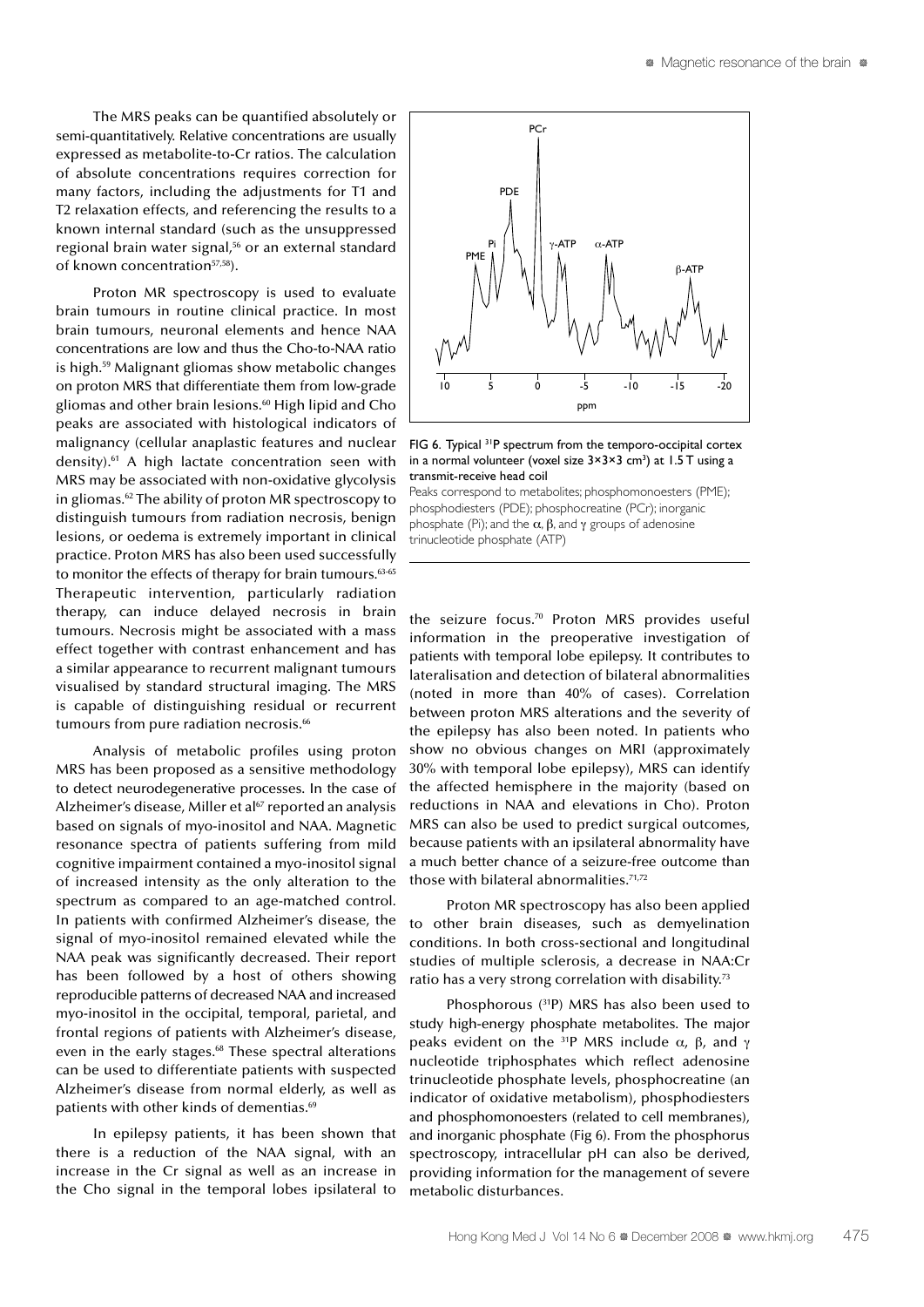The MRS peaks can be quantified absolutely or semi-quantitatively. Relative concentrations are usually expressed as metabolite-to-Cr ratios. The calculation of absolute concentrations requires correction for many factors, including the adjustments for T1 and T2 relaxation effects, and referencing the results to a known internal standard (such as the unsuppressed regional brain water signal,[56] or an external standard of known concentration[57,58]).

Proton MR spectroscopy is used to evaluate brain tumours in routine clinical practice. In most brain tumours, neuronal elements and hence NAA concentrations are low and thus the Cho-to-NAA ratio is high.[59] Malignant gliomas show metabolic changes on proton MRS that differentiate them from low-grade gliomas and other brain lesions.[60] High lipid and Cho peaks are associated with histological indicators of malignancy (cellular anaplastic features and nuclear density).[61] A high lactate concentration seen with MRS may be associated with non-oxidative glycolysis in gliomas.[62] The ability of proton MR spectroscopy to distinguish tumours from radiation necrosis, benign lesions, or oedema is extremely important in clinical practice. Proton MRS has also been used successfully to monitor the effects of therapy for brain tumours.[63-65] Therapeutic intervention, particularly radiation therapy, can induce delayed necrosis in brain tumours. Necrosis might be associated with a mass effect together with contrast enhancement and has a similar appearance to recurrent malignant tumours visualised by standard structural imaging. The MRS is capable of distinguishing residual or recurrent tumours from pure radiation necrosis.[66]

Analysis of metabolic profiles using proton MRS has been proposed as a sensitive methodology to detect neurodegenerative processes. In the case of Alzheimer's disease, Miller et al[67] reported an analysis based on signals of myo-inositol and NAA. Magnetic resonance spectra of patients suffering from mild cognitive impairment contained a myo-inositol signal of increased intensity as the only alteration to the spectrum as compared to an age-matched control. In patients with confirmed Alzheimer's disease, the signal of myo-inositol remained elevated while the NAA peak was significantly decreased. Their report has been followed by a host of others showing reproducible patterns of decreased NAA and increased myo-inositol in the occipital, temporal, parietal, and frontal regions of patients with Alzheimer's disease, even in the early stages.[68] These spectral alterations can be used to differentiate patients with suspected Alzheimer's disease from normal elderly, as well as patients with other kinds of dementias.[69]

In epilepsy patients, it has been shown that there is a reduction of the NAA signal, with an increase in the Cr signal as well as an increase in the Cho signal in the temporal lobes ipsilateral to the seizure focus.[70] Proton MRS provides useful information in the preoperative investigation of patients with temporal lobe epilepsy. It contributes to lateralisation and detection of bilateral abnormalities (noted in more than 40% of cases). Correlation between proton MRS alterations and the severity of the epilepsy has also been noted. In patients who show no obvious changes on MRI (approximately 30% with temporal lobe epilepsy), MRS can identify the affected hemisphere in the majority (based on reductions in NAA and elevations in Cho). Proton MRS can also be used to predict surgical outcomes, because patients with an ipsilateral abnormality have a much better chance of a seizure-free outcome than those with bilateral abnormalities.[71,72]

Proton MR spectroscopy has also been applied to other brain diseases, such as demyelination conditions. In both cross-sectional and longitudinal studies of multiple sclerosis, a decrease in NAA:Cr ratio has a very strong correlation with disability.[73]

Phosphorous ($^{31}$P) MRS has also been used to study high-energy phosphate metabolites. The major peaks evident on the $^{31}$P MRS include $\alpha$, $\beta$, and $\gamma$ nucleotide triphosphates which reflect adenosine trinucleotide phosphate levels, phosphocreatine (an indicator of oxidative metabolism), phosphodiesters and phosphomonoesters (related to cell membranes), and inorganic phosphate (Fig 6). From the phosphorus spectroscopy, intracellular pH can also be derived, providing information for the management of severe metabolic disturbances.

FIG 6. Typical $^{31}$P spectrum from the temporo-occipital cortex in a normal volunteer (voxel size $3 \times 3 \times 3$ cm$^3$) at 1.5 T using a transmit-receive head coil

Peaks correspond to metabolites; phosphomonoesters (PME); phosphodiesters (PDE); phosphocreatine (PCr); inorganic phosphate (Pi); and the $\alpha$, $\beta$, and $\gamma$ groups of adenosine trinucleotide phosphate (ATP)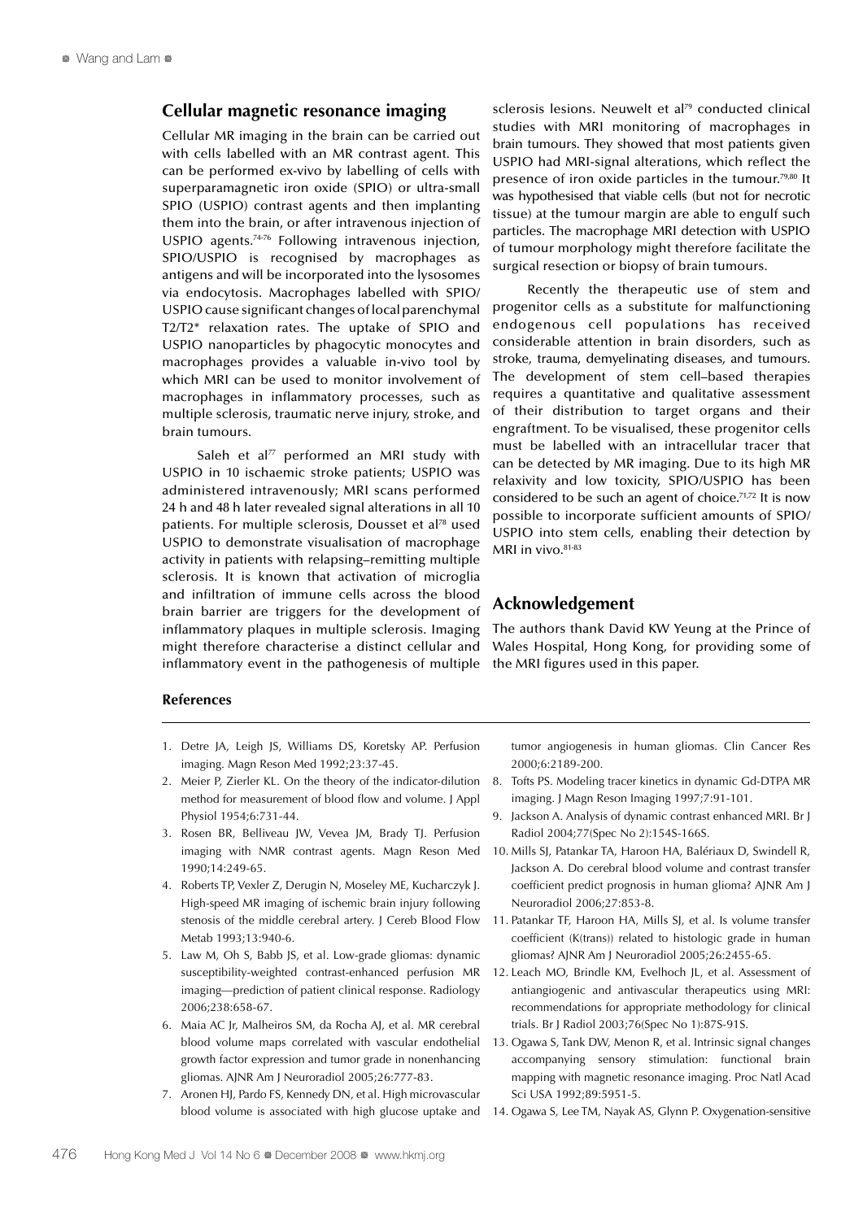## Cellular magnetic resonance imaging

Cellular MR imaging in the brain can be carried out with cells labelled with an MR contrast agent. This can be performed ex-vivo by labelling of cells with superparamagnetic iron oxide (SPIO) or ultra-small SPIO (USPIO) contrast agents and then implanting them into the brain, or after intravenous injection of USPIO agents.[74-76] Following intravenous injection, SPIO/USPIO is recognised by macrophages as antigens and will be incorporated into the lysosomes via endocytosis. Macrophages labelled with SPIO/USPIO cause significant changes of local parenchymal T2/T2* relaxation rates. The uptake of SPIO and USPIO nanoparticles by phagocytic monocytes and macrophages provides a valuable in-vivo tool by which MRI can be used to monitor involvement of macrophages in inflammatory processes, such as multiple sclerosis, traumatic nerve injury, stroke, and brain tumours.

Saleh et al[77] performed an MRI study with USPIO in 10 ischaemic stroke patients; USPIO was administered intravenously; MRI scans performed 24 h and 48 h later revealed signal alterations in all 10 patients. For multiple sclerosis, Dousset et al[78] used USPIO to demonstrate visualisation of macrophage activity in patients with relapsing–remitting multiple sclerosis. It is known that activation of microglia and infiltration of immune cells across the blood brain barrier are triggers for the development of inflammatory plaques in multiple sclerosis. Imaging might therefore characterise a distinct cellular and inflammatory event in the pathogenesis of multiple sclerosis lesions. Neuwelt et al[79] conducted clinical studies with MRI monitoring of macrophages in brain tumours. They showed that most patients given USPIO had MRI-signal alterations, which reflect the presence of iron oxide particles in the tumour.[79,80] It was hypothesised that viable cells (but not for necrotic tissue) at the tumour margin are able to engulf such particles. The macrophage MRI detection with USPIO of tumour morphology might therefore facilitate the surgical resection or biopsy of brain tumours.

Recently the therapeutic use of stem and progenitor cells as a substitute for malfunctioning endogenous cell populations has received considerable attention in brain disorders, such as stroke, trauma, demyelinating diseases, and tumours. The development of stem cell–based therapies requires a quantitative and qualitative assessment of their distribution to target organs and their engraftment. To be visualised, these progenitor cells must be labelled with an intracellular tracer that can be detected by MR imaging. Due to its high MR relaxivity and low toxicity, SPIO/USPIO has been considered to be such an agent of choice.[71,72] It is now possible to incorporate sufficient amounts of SPIO/USPIO into stem cells, enabling their detection by MRI in vivo.[81-83]

## Acknowledgement

The authors thank David KW Yeung at the Prince of Wales Hospital, Hong Kong, for providing some of the MRI figures used in this paper.

### References

1. Detre JA, Leigh JS, Williams DS, Koretsky AP. Perfusion imaging. Magn Reson Med 1992;23:37-45.
2. Meier P, Zierler KL. On the theory of the indicator-dilution method for measurement of blood flow and volume. J Appl Physiol 1954;6:731-44.
3. Rosen BR, Belliveau JW, Vevea JM, Brady TJ. Perfusion imaging with NMR contrast agents. Magn Reson Med 1990;14:249-65.
4. Roberts TP, Vexler Z, Derugin N, Moseley ME, Kucharczyk J. High-speed MR imaging of ischemic brain injury following stenosis of the middle cerebral artery. J Cereb Blood Flow Metab 1993;13:940-6.
5. Law M, Oh S, Babb JS, et al. Low-grade gliomas: dynamic susceptibility-weighted contrast-enhanced perfusion MR imaging—prediction of patient clinical response. Radiology 2006;238:658-67.
6. Maia AC Jr, Malheiros SM, da Rocha AJ, et al. MR cerebral blood volume maps correlated with vascular endothelial growth factor expression and tumor grade in nonenhancing gliomas. AJNR Am J Neuroradiol 2005;26:777-83.
7. Aronen HJ, Pardo FS, Kennedy DN, et al. High microvascular blood volume is associated with high glucose uptake and tumor angiogenesis in human gliomas. Clin Cancer Res 2000;6:2189-200.
8. Tofts PS. Modeling tracer kinetics in dynamic Gd-DTPA MR imaging. J Magn Reson Imaging 1997;7:91-101.
9. Jackson A. Analysis of dynamic contrast enhanced MRI. Br J Radiol 2004;77(Spec No 2):154S-166S.
10. Mills SJ, Patankar TA, Haroon HA, Balériaux D, Swindell R, Jackson A. Do cerebral blood volume and contrast transfer coefficient predict prognosis in human glioma? AJNR Am J Neuroradiol 2006;27:853-8.
11. Patankar TF, Haroon HA, Mills SJ, et al. Is volume transfer coefficient (K(trans)) related to histologic grade in human gliomas? AJNR Am J Neuroradiol 2005;26:2455-65.
12. Leach MO, Brindle KM, Evelhoch JL, et al. Assessment of antiangiogenic and antivascular therapeutics using MRI: recommendations for appropriate methodology for clinical trials. Br J Radiol 2003;76(Spec No 1):87S-91S.
13. Ogawa S, Tank DW, Menon R, et al. Intrinsic signal changes accompanying sensory stimulation: functional brain mapping with magnetic resonance imaging. Proc Natl Acad Sci USA 1992;89:5951-5.
14. Ogawa S, Lee TM, Nayak AS, Glynn P. Oxygenation-sensitive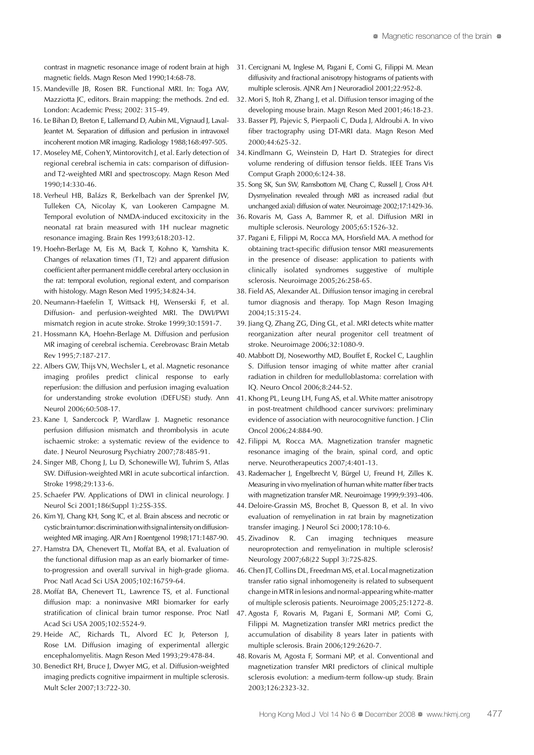contrast in magnetic resonance image of rodent brain at high magnetic fields. Magn Reson Med 1990;14:68-78.

15. Mandeville JB, Rosen BR. Functional MRI. In: Toga AW, Mazziotta JC, editors. Brain mapping: the methods. 2nd ed. London: Academic Press; 2002: 315-49.
16. Le Bihan D, Breton E, Lallemand D, Aubin ML, Vignaud J, Laval-Jeantet M. Separation of diffusion and perfusion in intravoxel incoherent motion MR imaging. Radiology 1988;168:497-505.
17. Moseley ME, Cohen Y, Mintorovitch J, et al. Early detection of regional cerebral ischemia in cats: comparison of diffusion- and T2-weighted MRI and spectroscopy. Magn Reson Med 1990;14:330-46.
18. Verheul HB, Balázs R, Berkelbach van der Sprenkel JW, Tulleken CA, Nicolay K, van Lookeren Campagne M. Temporal evolution of NMDA-induced excitoxicity in the neonatal rat brain measured with 1H nuclear magnetic resonance imaging. Brain Res 1993;618:203-12.
19. Hoehn-Berlage M, Eis M, Back T, Kohno K, Yamshita K. Changes of relaxation times (T1, T2) and apparent diffusion coefficient after permanent middle cerebral artery occlusion in the rat: temporal evolution, regional extent, and comparison with histology. Magn Reson Med 1995;34:824-34.
20. Neumann-Haefelin T, Wittsack HJ, Wenserski F, et al. Diffusion- and perfusion-weighted MRI. The DWI/PWI mismatch region in acute stroke. Stroke 1999;30:1591-7.
21. Hossmann KA, Hoehn-Berlage M. Diffusion and perfusion MR imaging of cerebral ischemia. Cerebrovasc Brain Metab Rev 1995;7:187-217.
22. Albers GW, Thijs VN, Wechsler L, et al. Magnetic resonance imaging profiles predict clinical response to early reperfusion: the diffusion and perfusion imaging evaluation for understanding stroke evolution (DEFUSE) study. Ann Neurol 2006;60:508-17.
23. Kane I, Sandercock P, Wardlaw J. Magnetic resonance perfusion diffusion mismatch and thrombolysis in acute ischaemic stroke: a systematic review of the evidence to date. J Neurol Neurosurg Psychiatry 2007;78:485-91.
24. Singer MB, Chong J, Lu D, Schonewille WJ, Tuhrim S, Atlas SW. Diffusion-weighted MRI in acute subcortical infarction. Stroke 1998;29:133-6.
25. Schaefer PW. Applications of DWI in clinical neurology. J Neurol Sci 2001;186(Suppl 1):25S-35S.
26. Kim YJ, Chang KH, Song IC, et al. Brain abscess and necrotic or cystic brain tumor: discrimination with signal intensity on diffusion-weighted MR imaging. AJR Am J Roentgenol 1998;171:1487-90.
27. Hamstra DA, Chenevert TL, Moffat BA, et al. Evaluation of the functional diffusion map as an early biomarker of time-to-progression and overall survival in high-grade glioma. Proc Natl Acad Sci USA 2005;102:16759-64.
28. Moffat BA, Chenevert TL, Lawrence TS, et al. Functional diffusion map: a noninvasive MRI biomarker for early stratification of clinical brain tumor response. Proc Natl Acad Sci USA 2005;102:5524-9.
29. Heide AC, Richards TL, Alvord EC Jr, Peterson J, Rose LM. Diffusion imaging of experimental allergic encephalomyelitis. Magn Reson Med 1993;29:478-84.
30. Benedict RH, Bruce J, Dwyer MG, et al. Diffusion-weighted imaging predicts cognitive impairment in multiple sclerosis. Mult Scler 2007;13:722-30.
31. Cercignani M, Inglese M, Pagani E, Comi G, Filippi M. Mean diffusivity and fractional anisotropy histograms of patients with multiple sclerosis. AJNR Am J Neuroradiol 2001;22:952-8.
32. Mori S, Itoh R, Zhang J, et al. Diffusion tensor imaging of the developing mouse brain. Magn Reson Med 2001;46:18-23.
33. Basser PJ, Pajevic S, Pierpaoli C, Duda J, Aldroubi A. In vivo fiber tractography using DT-MRI data. Magn Reson Med 2000;44:625-32.
34. Kindlmann G, Weinstein D, Hart D. Strategies for direct volume rendering of diffusion tensor fields. IEEE Trans Vis Comput Graph 2000;6:124-38.
35. Song SK, Sun SW, Ramsbottom MJ, Chang C, Russell J, Cross AH. Dysmyelination revealed through MRI as increased radial (but unchanged axial) diffusion of water. Neuroimage 2002;17:1429-36.
36. Rovaris M, Gass A, Bammer R, et al. Diffusion MRI in multiple sclerosis. Neurology 2005;65:1526-32.
37. Pagani E, Filippi M, Rocca MA, Horsfield MA. A method for obtaining tract-specific diffusion tensor MRI measurements in the presence of disease: application to patients with clinically isolated syndromes suggestive of multiple sclerosis. Neuroimage 2005;26:258-65.
38. Field AS, Alexander AL. Diffusion tensor imaging in cerebral tumor diagnosis and therapy. Top Magn Reson Imaging 2004;15:315-24.
39. Jiang Q, Zhang ZG, Ding GL, et al. MRI detects white matter reorganization after neural progenitor cell treatment of stroke. Neuroimage 2006;32:1080-9.
40. Mabbott DJ, Noseworthy MD, Bouffet E, Rockel C, Laughlin S. Diffusion tensor imaging of white matter after cranial radiation in children for medulloblastoma: correlation with IQ. Neuro Oncol 2006;8:244-52.
41. Khong PL, Leung LH, Fung AS, et al. White matter anisotropy in post-treatment childhood cancer survivors: preliminary evidence of association with neurocognitive function. J Clin Oncol 2006;24:884-90.
42. Filippi M, Rocca MA. Magnetization transfer magnetic resonance imaging of the brain, spinal cord, and optic nerve. Neurotherapeutics 2007;4:401-13.
43. Rademacher J, Engelbrecht V, Bürgel U, Freund H, Zilles K. Measuring in vivo myelination of human white matter fiber tracts with magnetization transfer MR. Neuroimage 1999;9:393-406.
44. Deloire-Grassin MS, Brochet B, Quesson B, et al. In vivo evaluation of remyelination in rat brain by magnetization transfer imaging. J Neurol Sci 2000;178:10-6.
45. Zivadinov R. Can imaging techniques measure neuroprotection and remyelination in multiple sclerosis? Neurology 2007;68(22 Suppl 3):72S-82S.
46. Chen JT, Collins DL, Freedman MS, et al. Local magnetization transfer ratio signal inhomogeneity is related to subsequent change in MTR in lesions and normal-appearing white-matter of multiple sclerosis patients. Neuroimage 2005;25:1272-8.
47. Agosta F, Rovaris M, Pagani E, Sormani MP, Comi G, Filippi M. Magnetization transfer MRI metrics predict the accumulation of disability 8 years later in patients with multiple sclerosis. Brain 2006;129:2620-7.
48. Rovaris M, Agosta F, Sormani MP, et al. Conventional and magnetization transfer MRI predictors of clinical multiple sclerosis evolution: a medium-term follow-up study. Brain 2003;126:2323-32.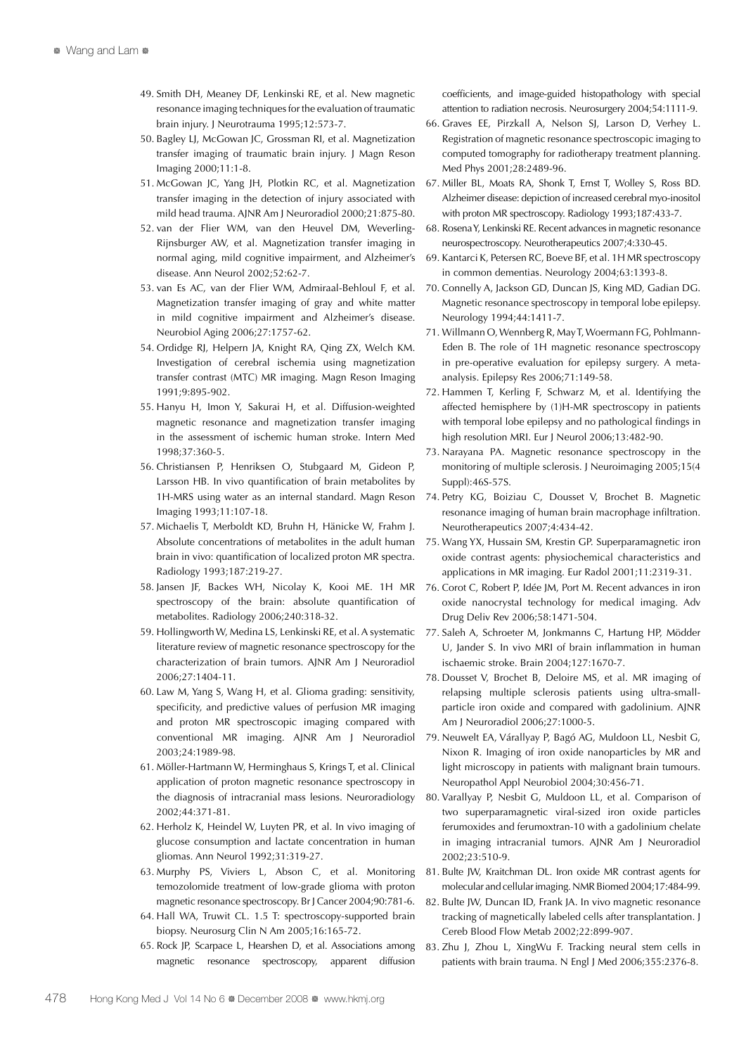49. Smith DH, Meaney DF, Lenkinski RE, et al. New magnetic resonance imaging techniques for the evaluation of traumatic brain injury. J Neurotrauma 1995;12:573-7.
50. Bagley LJ, McGowan JC, Grossman RI, et al. Magnetization transfer imaging of traumatic brain injury. J Magn Reson Imaging 2000;11:1-8.
51. McGowan JC, Yang JH, Plotkin RC, et al. Magnetization transfer imaging in the detection of injury associated with mild head trauma. AJNR Am J Neuroradiol 2000;21:875-80.
52. van der Flier WM, van den Heuvel DM, Weverling-Rijnsburger AW, et al. Magnetization transfer imaging in normal aging, mild cognitive impairment, and Alzheimer's disease. Ann Neurol 2002;52:62-7.
53. van Es AC, van der Flier WM, Admiraal-Behloul F, et al. Magnetization transfer imaging of gray and white matter in mild cognitive impairment and Alzheimer's disease. Neurobiol Aging 2006;27:1757-62.
54. Ordidge RJ, Helpern JA, Knight RA, Qing ZX, Welch KM. Investigation of cerebral ischemia using magnetization transfer contrast (MTC) MR imaging. Magn Reson Imaging 1991;9:895-902.
55. Hanyu H, Imon Y, Sakurai H, et al. Diffusion-weighted magnetic resonance and magnetization transfer imaging in the assessment of ischemic human stroke. Intern Med 1998;37:360-5.
56. Christiansen P, Henriksen O, Stubgaard M, Gideon P, Larsson HB. In vivo quantification of brain metabolites by 1H-MRS using water as an internal standard. Magn Reson Imaging 1993;11:107-18.
57. Michaelis T, Merboldt KD, Bruhn H, Hänicke W, Frahm J. Absolute concentrations of metabolites in the adult human brain in vivo: quantification of localized proton MR spectra. Radiology 1993;187:219-27.
58. Jansen JF, Backes WH, Nicolay K, Kooi ME. 1H MR spectroscopy of the brain: absolute quantification of metabolites. Radiology 2006;240:318-32.
59. Hollingworth W, Medina LS, Lenkinski RE, et al. A systematic literature review of magnetic resonance spectroscopy for the characterization of brain tumors. AJNR Am J Neuroradiol 2006;27:1404-11.
60. Law M, Yang S, Wang H, et al. Glioma grading: sensitivity, specificity, and predictive values of perfusion MR imaging and proton MR spectroscopic imaging compared with conventional MR imaging. AJNR Am J Neuroradiol 2003;24:1989-98.
61. Möller-Hartmann W, Herminghaus S, Krings T, et al. Clinical application of proton magnetic resonance spectroscopy in the diagnosis of intracranial mass lesions. Neuroradiology 2002;44:371-81.
62. Herholz K, Heindel W, Luyten PR, et al. In vivo imaging of glucose consumption and lactate concentration in human gliomas. Ann Neurol 1992;31:319-27.
63. Murphy PS, Viviers L, Abson C, et al. Monitoring temozolomide treatment of low-grade glioma with proton magnetic resonance spectroscopy. Br J Cancer 2004;90:781-6.
64. Hall WA, Truwit CL. 1.5 T: spectroscopy-supported brain biopsy. Neurosurg Clin N Am 2005;16:165-72.
65. Rock JP, Scarpace L, Hearshen D, et al. Associations among magnetic resonance spectroscopy, apparent diffusion coefficients, and image-guided histopathology with special attention to radiation necrosis. Neurosurgery 2004;54:1111-9.
66. Graves EE, Pirzkall A, Nelson SJ, Larson D, Verhey L. Registration of magnetic resonance spectroscopic imaging to computed tomography for radiotherapy treatment planning. Med Phys 2001;28:2489-96.
67. Miller BL, Moats RA, Shonk T, Ernst T, Wolley S, Ross BD. Alzheimer disease: depiction of increased cerebral myo-inositol with proton MR spectroscopy. Radiology 1993;187:433-7.
68. Rosena Y, Lenkinski RE. Recent advances in magnetic resonance neurospectroscopy. Neurotherapeutics 2007;4:330-45.
69. Kantarci K, Petersen RC, Boeve BF, et al. 1H MR spectroscopy in common dementias. Neurology 2004;63:1393-8.
70. Connelly A, Jackson GD, Duncan JS, King MD, Gadian DG. Magnetic resonance spectroscopy in temporal lobe epilepsy. Neurology 1994;44:1411-7.
71. Willmann O, Wennberg R, May T, Woermann FG, Pohlmann-Eden B. The role of 1H magnetic resonance spectroscopy in pre-operative evaluation for epilepsy surgery. A meta-analysis. Epilepsy Res 2006;71:149-58.
72. Hammen T, Kerling F, Schwarz M, et al. Identifying the affected hemisphere by (1)H-MR spectroscopy in patients with temporal lobe epilepsy and no pathological findings in high resolution MRI. Eur J Neurol 2006;13:482-90.
73. Narayana PA. Magnetic resonance spectroscopy in the monitoring of multiple sclerosis. J Neuroimaging 2005;15(4 Suppl):46S-57S.
74. Petry KG, Boiziau C, Dousset V, Brochet B. Magnetic resonance imaging of human brain macrophage infiltration. Neurotherapeutics 2007;4:434-42.
75. Wang YX, Hussain SM, Krestin GP. Superparamagnetic iron oxide contrast agents: physiochemical characteristics and applications in MR imaging. Eur Radol 2001;11:2319-31.
76. Corot C, Robert P, Idée JM, Port M. Recent advances in iron oxide nanocrystal technology for medical imaging. Adv Drug Deliv Rev 2006;58:1471-504.
77. Saleh A, Schroeter M, Jonkmanns C, Hartung HP, Mödder U, Jander S. In vivo MRI of brain inflammation in human ischaemic stroke. Brain 2004;127:1670-7.
78. Dousset V, Brochet B, Deloire MS, et al. MR imaging of relapsing multiple sclerosis patients using ultra-small-particle iron oxide and compared with gadolinium. AJNR Am J Neuroradiol 2006;27:1000-5.
79. Neuwelt EA, Várallyay P, Bagó AG, Muldoon LL, Nesbit G, Nixon R. Imaging of iron oxide nanoparticles by MR and light microscopy in patients with malignant brain tumours. Neuropathol Appl Neurobiol 2004;30:456-71.
80. Varallyay P, Nesbit G, Muldoon LL, et al. Comparison of two superparamagnetic viral-sized iron oxide particles ferumoxides and ferumoxtran-10 with a gadolinium chelate in imaging intracranial tumors. AJNR Am J Neuroradiol 2002;23:510-9.
81. Bulte JW, Kraitchman DL. Iron oxide MR contrast agents for molecular and cellular imaging. NMR Biomed 2004;17:484-99.
82. Bulte JW, Duncan ID, Frank JA. In vivo magnetic resonance tracking of magnetically labeled cells after transplantation. J Cereb Blood Flow Metab 2002;22:899-907.
83. Zhu J, Zhou L, XingWu F. Tracking neural stem cells in patients with brain trauma. N Engl J Med 2006;355:2376-8.